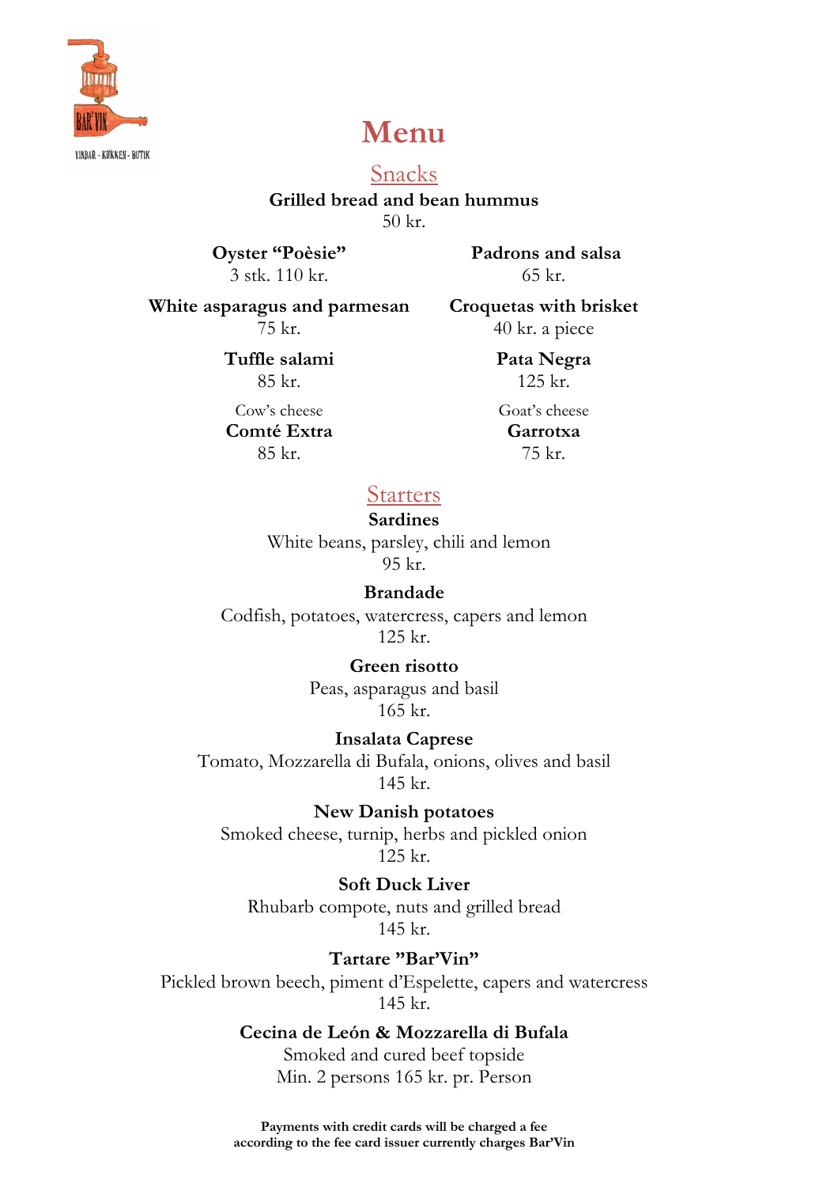VINBAR - KØKKEN - BUTIK

# Menu

## Snacks

**Grilled bread and bean hummus**
50 kr.

**Oyster "Poèsie"**
3 stk. 110 kr.

**Padrons and salsa**
65 kr.

**White asparagus and parmesan**
75 kr.

**Croquetas with brisket**
40 kr. a piece

**Tuffle salami**
85 kr.

**Pata Negra**
125 kr.

Cow's cheese
**Comté Extra**
85 kr.

Goat's cheese
**Garrotxa**
75 kr.

## Starters

**Sardines**
White beans, parsley, chili and lemon
95 kr.

**Brandade**
Codfish, potatoes, watercress, capers and lemon
125 kr.

**Green risotto**
Peas, asparagus and basil
165 kr.

**Insalata Caprese**
Tomato, Mozzarella di Bufala, onions, olives and basil
145 kr.

**New Danish potatoes**
Smoked cheese, turnip, herbs and pickled onion
125 kr.

**Soft Duck Liver**
Rhubarb compote, nuts and grilled bread
145 kr.

**Tartare "Bar'Vin"**
Pickled brown beech, piment d'Espelette, capers and watercress
145 kr.

**Cecina de León & Mozzarella di Bufala**
Smoked and cured beef topside
Min. 2 persons 165 kr. pr. Person

**Payments with credit cards will be charged a fee according to the fee card issuer currently charges Bar'Vin**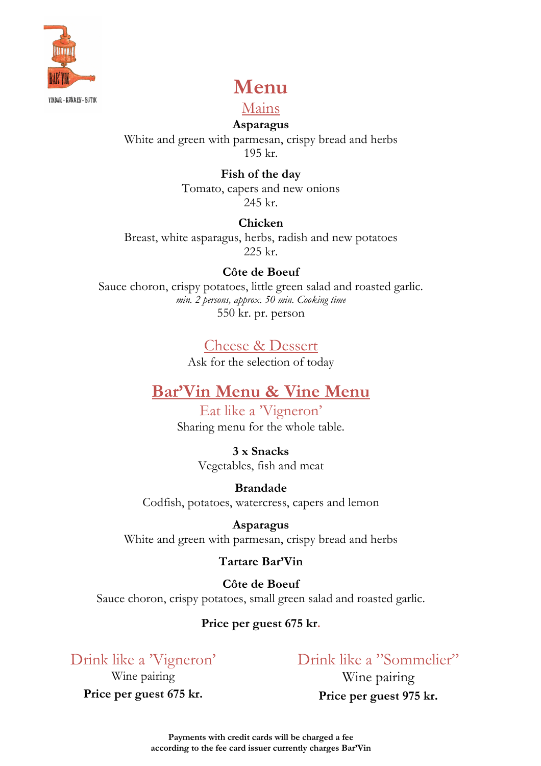# Menu

## Mains

**Asparagus**
White and green with parmesan, crispy bread and herbs
195 kr.

**Fish of the day**
Tomato, capers and new onions
245 kr.

**Chicken**
Breast, white asparagus, herbs, radish and new potatoes
225 kr.

**Côte de Boeuf**
Sauce choron, crispy potatoes, little green salad and roasted garlic.
*min. 2 persons, approx. 50 min. Cooking time*
550 kr. pr. person

## Cheese & Dessert

Ask for the selection of today

## Bar'Vin Menu & Vine Menu

### Eat like a 'Vigneron'

Sharing menu for the whole table.

**3 x Snacks**
Vegetables, fish and meat

**Brandade**
Codfish, potatoes, watercress, capers and lemon

**Asparagus**
White and green with parmesan, crispy bread and herbs

**Tartare Bar'Vin**

**Côte de Boeuf**
Sauce choron, crispy potatoes, small green salad and roasted garlic.

**Price per guest 675 kr.**

### Drink like a 'Vigneron'

Wine pairing

**Price per guest 675 kr.**

### Drink like a "Sommelier"

Wine pairing

**Price per guest 975 kr.**

**Payments with credit cards will be charged a fee according to the fee card issuer currently charges Bar'Vin**